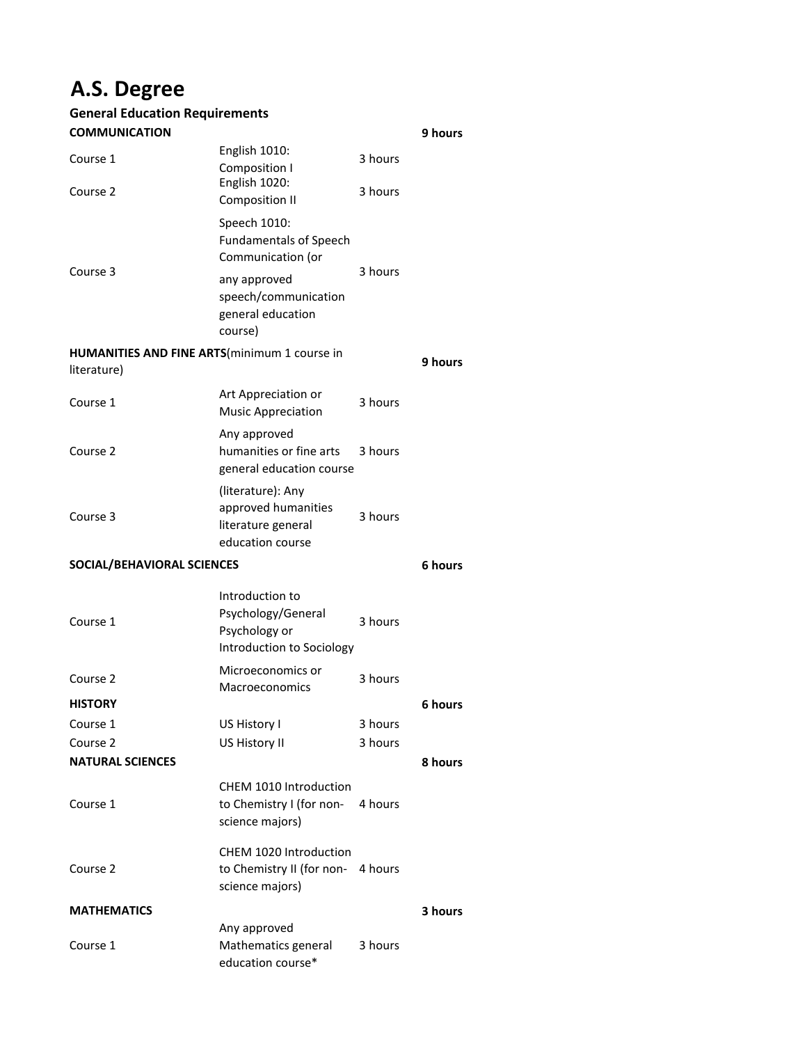# A.S. Degree

## General Education Requirements

| | | | |
|---|---|---|---|
| **COMMUNICATION** | | | **9 hours** |
| Course 1 | English 1010: Composition I | 3 hours | |
| Course 2 | English 1020: Composition II | 3 hours | |
| Course 3 | Speech 1010: Fundamentals of Speech Communication (or any approved speech/communication general education course) | 3 hours | |
| **HUMANITIES AND FINE ARTS**(minimum 1 course in literature) | | | **9 hours** |
| Course 1 | Art Appreciation or Music Appreciation | 3 hours | |
| Course 2 | Any approved humanities or fine arts general education course | 3 hours | |
| Course 3 | (literature): Any approved humanities literature general education course | 3 hours | |
| **SOCIAL/BEHAVIORAL SCIENCES** | | | **6 hours** |
| Course 1 | Introduction to Psychology/General Psychology or Introduction to Sociology | 3 hours | |
| Course 2 | Microeconomics or Macroeconomics | 3 hours | |
| **HISTORY** | | | **6 hours** |
| Course 1 | US History I | 3 hours | |
| Course 2 | US History II | 3 hours | |
| **NATURAL SCIENCES** | | | **8 hours** |
| Course 1 | CHEM 1010 Introduction to Chemistry I (for non-science majors) | 4 hours | |
| Course 2 | CHEM 1020 Introduction to Chemistry II (for non-science majors) | 4 hours | |
| **MATHEMATICS** | | | **3 hours** |
| Course 1 | Any approved Mathematics general education course* | 3 hours | |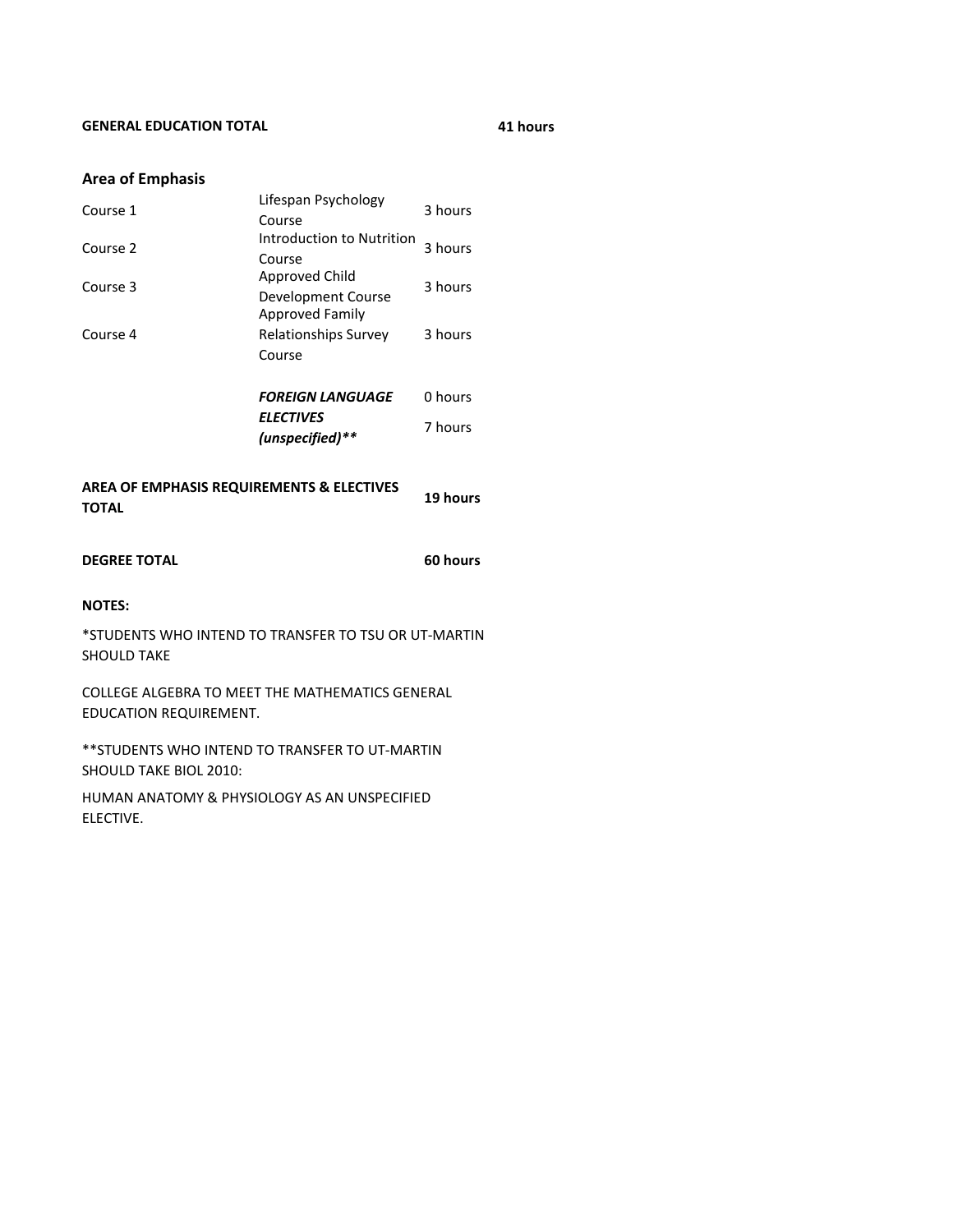**GENERAL EDUCATION TOTAL** **41 hours**

## Area of Emphasis

| | | |
|---|---|---|
| Course 1 | Lifespan Psychology Course | 3 hours |
| Course 2 | Introduction to Nutrition Course | 3 hours |
| Course 3 | Approved Child Development Course | 3 hours |
| Course 4 | Approved Family Relationships Survey Course | 3 hours |
| | ***FOREIGN LANGUAGE*** | 0 hours |
| | ***ELECTIVES (unspecified)**** | 7 hours |

**AREA OF EMPHASIS REQUIREMENTS & ELECTIVES TOTAL** **19 hours**

**DEGREE TOTAL** **60 hours**

**NOTES:**

*STUDENTS WHO INTEND TO TRANSFER TO TSU OR UT-MARTIN SHOULD TAKE

COLLEGE ALGEBRA TO MEET THE MATHEMATICS GENERAL EDUCATION REQUIREMENT.

**STUDENTS WHO INTEND TO TRANSFER TO UT-MARTIN SHOULD TAKE BIOL 2010:

HUMAN ANATOMY & PHYSIOLOGY AS AN UNSPECIFIED ELECTIVE.